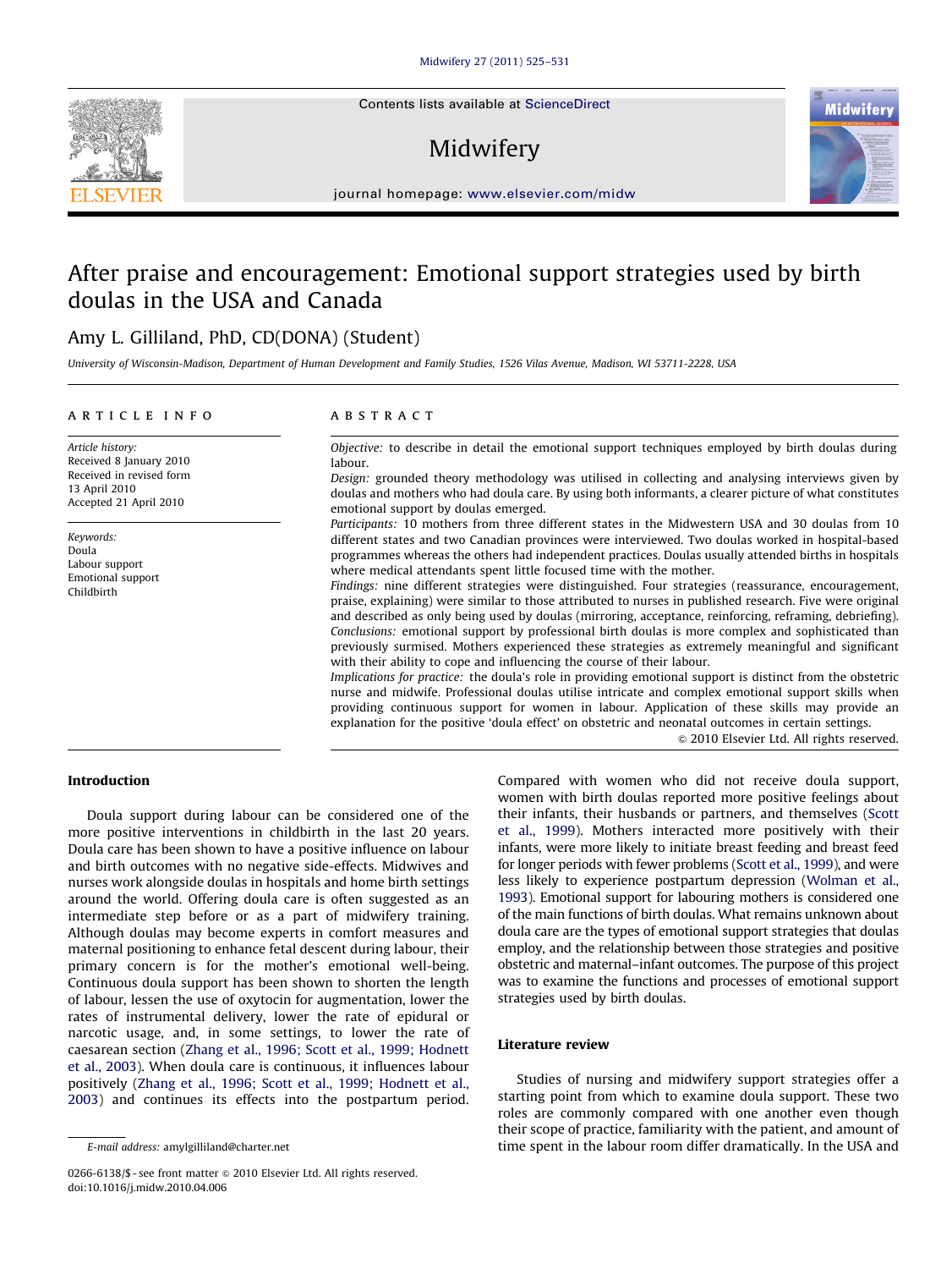# After praise and encouragement: Emotional support strategies used by birth doulas in the USA and Canada

Amy L. Gilliland, PhD, CD(DONA) (Student)

*University of Wisconsin-Madison, Department of Human Development and Family Studies, 1526 Vilas Avenue, Madison, WI 53711-2228, USA*

**ARTICLE INFO**

*Article history:*
Received 8 January 2010
Received in revised form
13 April 2010
Accepted 21 April 2010

*Keywords:*
Doula
Labour support
Emotional support
Childbirth

**ABSTRACT**

*Objective:* to describe in detail the emotional support techniques employed by birth doulas during labour.

*Design:* grounded theory methodology was utilised in collecting and analysing interviews given by doulas and mothers who had doula care. By using both informants, a clearer picture of what constitutes emotional support by doulas emerged.

*Participants:* 10 mothers from three different states in the Midwestern USA and 30 doulas from 10 different states and two Canadian provinces were interviewed. Two doulas worked in hospital-based programmes whereas the others had independent practices. Doulas usually attended births in hospitals where medical attendants spent little focused time with the mother.

*Findings:* nine different strategies were distinguished. Four strategies (reassurance, encouragement, praise, explaining) were similar to those attributed to nurses in published research. Five were original and described as only being used by doulas (mirroring, acceptance, reinforcing, reframing, debriefing).

*Conclusions:* emotional support by professional birth doulas is more complex and sophisticated than previously surmised. Mothers experienced these strategies as extremely meaningful and significant with their ability to cope and influencing the course of their labour.

*Implications for practice:* the doula's role in providing emotional support is distinct from the obstetric nurse and midwife. Professional doulas utilise intricate and complex emotional support skills when providing continuous support for women in labour. Application of these skills may provide an explanation for the positive 'doula effect' on obstetric and neonatal outcomes in certain settings.

© 2010 Elsevier Ltd. All rights reserved.

## Introduction

Doula support during labour can be considered one of the more positive interventions in childbirth in the last 20 years. Doula care has been shown to have a positive influence on labour and birth outcomes with no negative side-effects. Midwives and nurses work alongside doulas in hospitals and home birth settings around the world. Offering doula care is often suggested as an intermediate step before or as a part of midwifery training. Although doulas may become experts in comfort measures and maternal positioning to enhance fetal descent during labour, their primary concern is for the mother's emotional well-being. Continuous doula support has been shown to shorten the length of labour, lessen the use of oxytocin for augmentation, lower the rates of instrumental delivery, lower the rate of epidural or narcotic usage, and, in some settings, to lower the rate of caesarean section (Zhang et al., 1996; Scott et al., 1999; Hodnett et al., 2003). When doula care is continuous, it influences labour positively (Zhang et al., 1996; Scott et al., 1999; Hodnett et al., 2003) and continues its effects into the postpartum period. Compared with women who did not receive doula support, women with birth doulas reported more positive feelings about their infants, their husbands or partners, and themselves (Scott et al., 1999). Mothers interacted more positively with their infants, were more likely to initiate breast feeding and breast feed for longer periods with fewer problems (Scott et al., 1999), and were less likely to experience postpartum depression (Wolman et al., 1993). Emotional support for labouring mothers is considered one of the main functions of birth doulas. What remains unknown about doula care are the types of emotional support strategies that doulas employ, and the relationship between those strategies and positive obstetric and maternal–infant outcomes. The purpose of this project was to examine the functions and processes of emotional support strategies used by birth doulas.

## Literature review

Studies of nursing and midwifery support strategies offer a starting point from which to examine doula support. These two roles are commonly compared with one another even though their scope of practice, familiarity with the patient, and amount of time spent in the labour room differ dramatically. In the USA and

E-mail address: amylgilliland@charter.net

0266-6138/$ - see front matter © 2010 Elsevier Ltd. All rights reserved.
doi:10.1016/j.midw.2010.04.006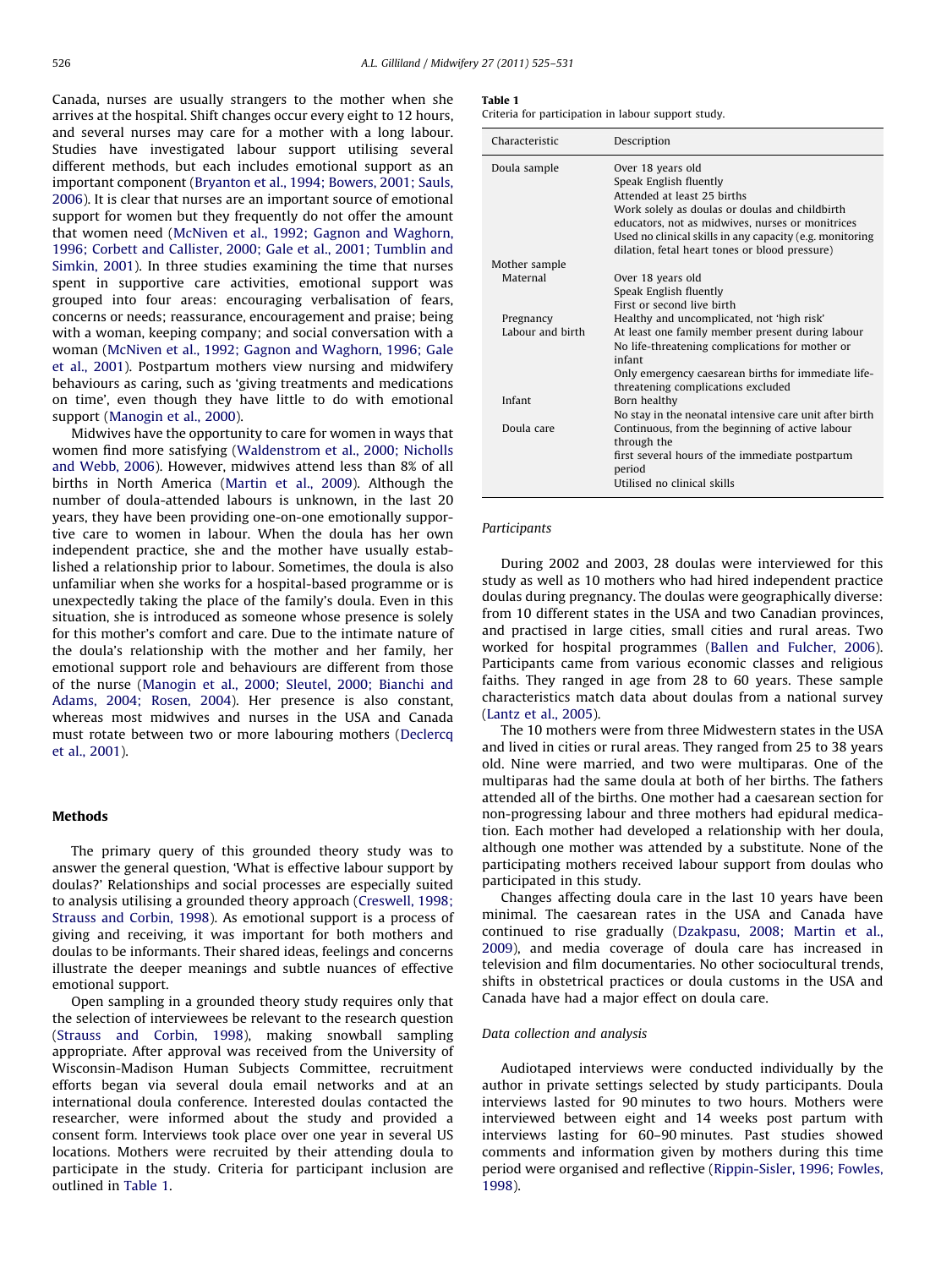Canada, nurses are usually strangers to the mother when she arrives at the hospital. Shift changes occur every eight to 12 hours, and several nurses may care for a mother with a long labour. Studies have investigated labour support utilising several different methods, but each includes emotional support as an important component (Bryanton et al., 1994; Bowers, 2001; Sauls, 2006). It is clear that nurses are an important source of emotional support for women but they frequently do not offer the amount that women need (McNiven et al., 1992; Gagnon and Waghorn, 1996; Corbett and Callister, 2000; Gale et al., 2001; Tumblin and Simkin, 2001). In three studies examining the time that nurses spent in supportive care activities, emotional support was grouped into four areas: encouraging verbalisation of fears, concerns or needs; reassurance, encouragement and praise; being with a woman, keeping company; and social conversation with a woman (McNiven et al., 1992; Gagnon and Waghorn, 1996; Gale et al., 2001). Postpartum mothers view nursing and midwifery behaviours as caring, such as 'giving treatments and medications on time', even though they have little to do with emotional support (Manogin et al., 2000).

Midwives have the opportunity to care for women in ways that women find more satisfying (Waldenstrom et al., 2000; Nicholls and Webb, 2006). However, midwives attend less than 8% of all births in North America (Martin et al., 2009). Although the number of doula-attended labours is unknown, in the last 20 years, they have been providing one-on-one emotionally supportive care to women in labour. When the doula has her own independent practice, she and the mother have usually established a relationship prior to labour. Sometimes, the doula is also unfamiliar when she works for a hospital-based programme or is unexpectedly taking the place of the family's doula. Even in this situation, she is introduced as someone whose presence is solely for this mother's comfort and care. Due to the intimate nature of the doula's relationship with the mother and her family, her emotional support role and behaviours are different from those of the nurse (Manogin et al., 2000; Sleutel, 2000; Bianchi and Adams, 2004; Rosen, 2004). Her presence is also constant, whereas most midwives and nurses in the USA and Canada must rotate between two or more labouring mothers (Declercq et al., 2001).

## Methods

The primary query of this grounded theory study was to answer the general question, 'What is effective labour support by doulas?' Relationships and social processes are especially suited to analysis utilising a grounded theory approach (Creswell, 1998; Strauss and Corbin, 1998). As emotional support is a process of giving and receiving, it was important for both mothers and doulas to be informants. Their shared ideas, feelings and concerns illustrate the deeper meanings and subtle nuances of effective emotional support.

Open sampling in a grounded theory study requires only that the selection of interviewees be relevant to the research question (Strauss and Corbin, 1998), making snowball sampling appropriate. After approval was received from the University of Wisconsin-Madison Human Subjects Committee, recruitment efforts began via several doula email networks and at an international doula conference. Interested doulas contacted the researcher, were informed about the study and provided a consent form. Interviews took place over one year in several US locations. Mothers were recruited by their attending doula to participate in the study. Criteria for participant inclusion are outlined in Table 1.

**Table 1**
Criteria for participation in labour support study.

| Characteristic | Description |
|---|---|
| Doula sample | Over 18 years old<br>Speak English fluently<br>Attended at least 25 births<br>Work solely as doulas or doulas and childbirth educators, not as midwives, nurses or monitrices<br>Used no clinical skills in any capacity (e.g. monitoring dilation, fetal heart tones or blood pressure) |
| Mother sample | |
| Maternal | Over 18 years old<br>Speak English fluently<br>First or second live birth |
| Pregnancy | Healthy and uncomplicated, not 'high risk' |
| Labour and birth | At least one family member present during labour<br>No life-threatening complications for mother or infant<br>Only emergency caesarean births for immediate life-threatening complications excluded |
| Infant | Born healthy<br>No stay in the neonatal intensive care unit after birth |
| Doula care | Continuous, from the beginning of active labour through the first several hours of the immediate postpartum period<br>Utilised no clinical skills |

### *Participants*

During 2002 and 2003, 28 doulas were interviewed for this study as well as 10 mothers who had hired independent practice doulas during pregnancy. The doulas were geographically diverse: from 10 different states in the USA and two Canadian provinces, and practised in large cities, small cities and rural areas. Two worked for hospital programmes (Ballen and Fulcher, 2006). Participants came from various economic classes and religious faiths. They ranged in age from 28 to 60 years. These sample characteristics match data about doulas from a national survey (Lantz et al., 2005).

The 10 mothers were from three Midwestern states in the USA and lived in cities or rural areas. They ranged from 25 to 38 years old. Nine were married, and two were multiparas. One of the multiparas had the same doula at both of her births. The fathers attended all of the births. One mother had a caesarean section for non-progressing labour and three mothers had epidural medication. Each mother had developed a relationship with her doula, although one mother was attended by a substitute. None of the participating mothers received labour support from doulas who participated in this study.

Changes affecting doula care in the last 10 years have been minimal. The caesarean rates in the USA and Canada have continued to rise gradually (Dzakpasu, 2008; Martin et al., 2009), and media coverage of doula care has increased in television and film documentaries. No other sociocultural trends, shifts in obstetrical practices or doula customs in the USA and Canada have had a major effect on doula care.

### *Data collection and analysis*

Audiotaped interviews were conducted individually by the author in private settings selected by study participants. Doula interviews lasted for 90 minutes to two hours. Mothers were interviewed between eight and 14 weeks post partum with interviews lasting for 60–90 minutes. Past studies showed comments and information given by mothers during this time period were organised and reflective (Rippin-Sisler, 1996; Fowles, 1998).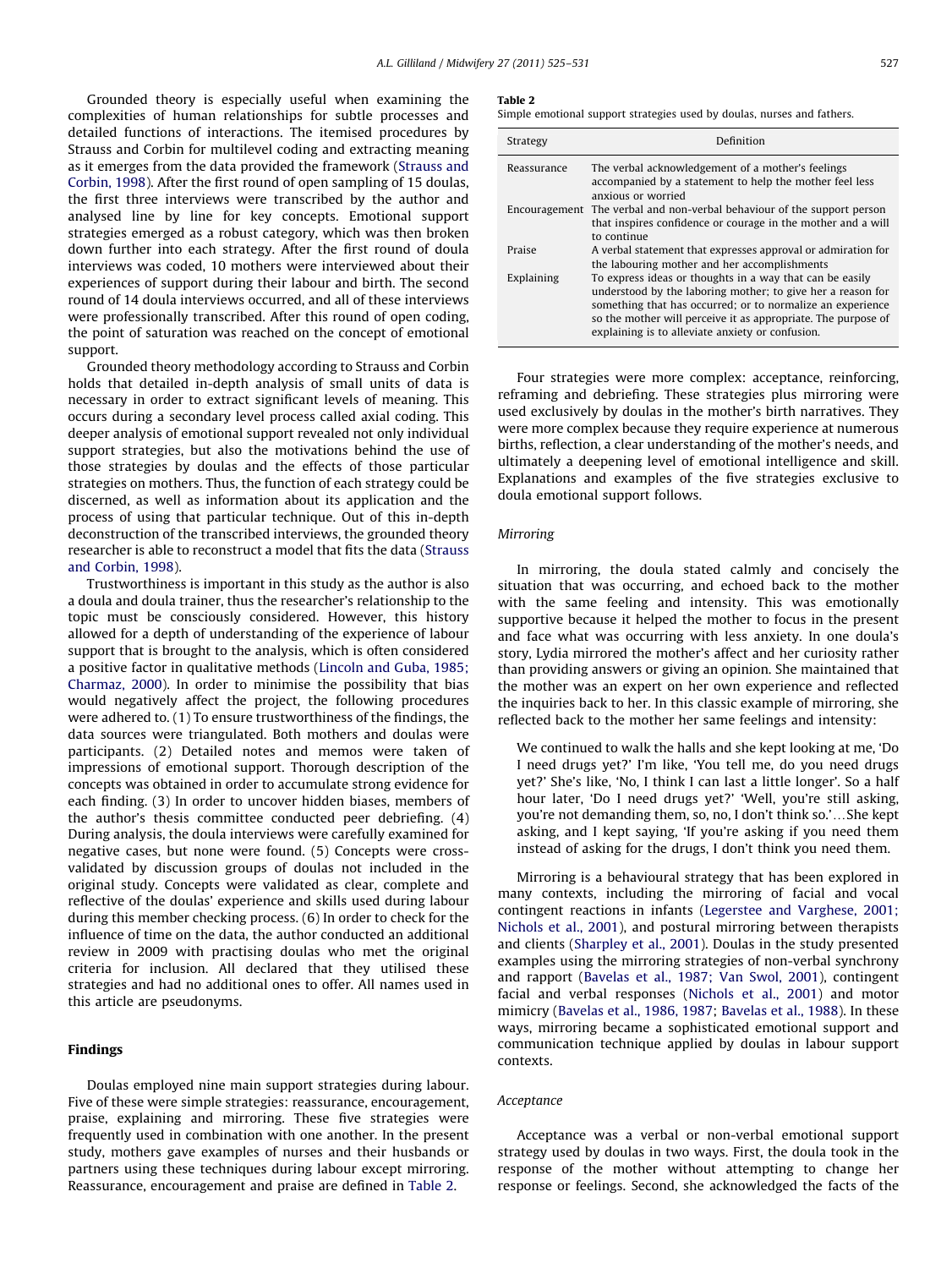Grounded theory is especially useful when examining the complexities of human relationships for subtle processes and detailed functions of interactions. The itemised procedures by Strauss and Corbin for multilevel coding and extracting meaning as it emerges from the data provided the framework (Strauss and Corbin, 1998). After the first round of open sampling of 15 doulas, the first three interviews were transcribed by the author and analysed line by line for key concepts. Emotional support strategies emerged as a robust category, which was then broken down further into each strategy. After the first round of doula interviews was coded, 10 mothers were interviewed about their experiences of support during their labour and birth. The second round of 14 doula interviews occurred, and all of these interviews were professionally transcribed. After this round of open coding, the point of saturation was reached on the concept of emotional support.

Grounded theory methodology according to Strauss and Corbin holds that detailed in-depth analysis of small units of data is necessary in order to extract significant levels of meaning. This occurs during a secondary level process called axial coding. This deeper analysis of emotional support revealed not only individual support strategies, but also the motivations behind the use of those strategies by doulas and the effects of those particular strategies on mothers. Thus, the function of each strategy could be discerned, as well as information about its application and the process of using that particular technique. Out of this in-depth deconstruction of the transcribed interviews, the grounded theory researcher is able to reconstruct a model that fits the data (Strauss and Corbin, 1998).

Trustworthiness is important in this study as the author is also a doula and doula trainer, thus the researcher's relationship to the topic must be consciously considered. However, this history allowed for a depth of understanding of the experience of labour support that is brought to the analysis, which is often considered a positive factor in qualitative methods (Lincoln and Guba, 1985; Charmaz, 2000). In order to minimise the possibility that bias would negatively affect the project, the following procedures were adhered to. (1) To ensure trustworthiness of the findings, the data sources were triangulated. Both mothers and doulas were participants. (2) Detailed notes and memos were taken of impressions of emotional support. Thorough description of the concepts was obtained in order to accumulate strong evidence for each finding. (3) In order to uncover hidden biases, members of the author's thesis committee conducted peer debriefing. (4) During analysis, the doula interviews were carefully examined for negative cases, but none were found. (5) Concepts were cross-validated by discussion groups of doulas not included in the original study. Concepts were validated as clear, complete and reflective of the doulas' experience and skills used during labour during this member checking process. (6) In order to check for the influence of time on the data, the author conducted an additional review in 2009 with practising doulas who met the original criteria for inclusion. All declared that they utilised these strategies and had no additional ones to offer. All names used in this article are pseudonyms.

## Findings

Doulas employed nine main support strategies during labour. Five of these were simple strategies: reassurance, encouragement, praise, explaining and mirroring. These five strategies were frequently used in combination with one another. In the present study, mothers gave examples of nurses and their husbands or partners using these techniques during labour except mirroring. Reassurance, encouragement and praise are defined in Table 2.

**Table 2**
Simple emotional support strategies used by doulas, nurses and fathers.

| Strategy | Definition |
|---|---|
| Reassurance | The verbal acknowledgement of a mother's feelings accompanied by a statement to help the mother feel less anxious or worried |
| Encouragement | The verbal and non-verbal behaviour of the support person that inspires confidence or courage in the mother and a will to continue |
| Praise | A verbal statement that expresses approval or admiration for the labouring mother and her accomplishments |
| Explaining | To express ideas or thoughts in a way that can be easily understood by the laboring mother; to give her a reason for something that has occurred; or to normalize an experience so the mother will perceive it as appropriate. The purpose of explaining is to alleviate anxiety or confusion. |

Four strategies were more complex: acceptance, reinforcing, reframing and debriefing. These strategies plus mirroring were used exclusively by doulas in the mother's birth narratives. They were more complex because they require experience at numerous births, reflection, a clear understanding of the mother's needs, and ultimately a deepening level of emotional intelligence and skill. Explanations and examples of the five strategies exclusive to doula emotional support follows.

### *Mirroring*

In mirroring, the doula stated calmly and concisely the situation that was occurring, and echoed back to the mother with the same feeling and intensity. This was emotionally supportive because it helped the mother to focus in the present and face what was occurring with less anxiety. In one doula's story, Lydia mirrored the mother's affect and her curiosity rather than providing answers or giving an opinion. She maintained that the mother was an expert on her own experience and reflected the inquiries back to her. In this classic example of mirroring, she reflected back to the mother her same feelings and intensity:

> We continued to walk the halls and she kept looking at me, 'Do I need drugs yet?' I'm like, 'You tell me, do you need drugs yet?' She's like, 'No, I think I can last a little longer'. So a half hour later, 'Do I need drugs yet?' 'Well, you're still asking, you're not demanding them, so, no, I don't think so.'…She kept asking, and I kept saying, 'If you're asking if you need them instead of asking for the drugs, I don't think you need them.

Mirroring is a behavioural strategy that has been explored in many contexts, including the mirroring of facial and vocal contingent reactions in infants (Legerstee and Varghese, 2001; Nichols et al., 2001), and postural mirroring between therapists and clients (Sharpley et al., 2001). Doulas in the study presented examples using the mirroring strategies of non-verbal synchrony and rapport (Bavelas et al., 1987; Van Swol, 2001), contingent facial and verbal responses (Nichols et al., 2001) and motor mimicry (Bavelas et al., 1986, 1987; Bavelas et al., 1988). In these ways, mirroring became a sophisticated emotional support and communication technique applied by doulas in labour support contexts.

### *Acceptance*

Acceptance was a verbal or non-verbal emotional support strategy used by doulas in two ways. First, the doula took in the response of the mother without attempting to change her response or feelings. Second, she acknowledged the facts of the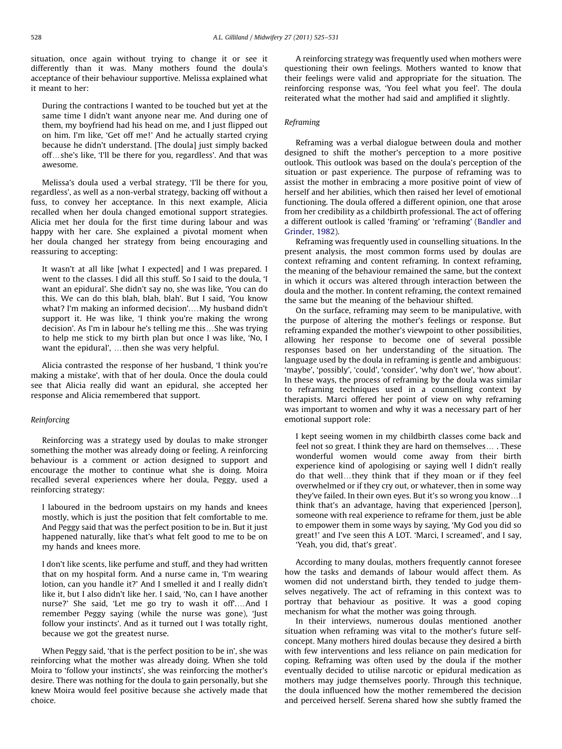situation, once again without trying to change it or see it differently than it was. Many mothers found the doula's acceptance of their behaviour supportive. Melissa explained what it meant to her:

> During the contractions I wanted to be touched but yet at the same time I didn't want anyone near me. And during one of them, my boyfriend had his head on me, and I just flipped out on him. I'm like, 'Get off me!' And he actually started crying because he didn't understand. [The doula] just simply backed off…she's like, 'I'll be there for you, regardless'. And that was awesome.

Melissa's doula used a verbal strategy, 'I'll be there for you, regardless', as well as a non-verbal strategy, backing off without a fuss, to convey her acceptance. In this next example, Alicia recalled when her doula changed emotional support strategies. Alicia met her doula for the first time during labour and was happy with her care. She explained a pivotal moment when her doula changed her strategy from being encouraging and reassuring to accepting:

> It wasn't at all like [what I expected] and I was prepared. I went to the classes. I did all this stuff. So I said to the doula, 'I want an epidural'. She didn't say no, she was like, 'You can do this. We can do this blah, blah, blah'. But I said, 'You know what? I'm making an informed decision'.…My husband didn't support it. He was like, 'I think you're making the wrong decision'. As I'm in labour he's telling me this…She was trying to help me stick to my birth plan but once I was like, 'No, I want the epidural', …then she was very helpful.

Alicia contrasted the response of her husband, 'I think you're making a mistake', with that of her doula. Once the doula could see that Alicia really did want an epidural, she accepted her response and Alicia remembered that support.

### Reinforcing

Reinforcing was a strategy used by doulas to make stronger something the mother was already doing or feeling. A reinforcing behaviour is a comment or action designed to support and encourage the mother to continue what she is doing. Moira recalled several experiences where her doula, Peggy, used a reinforcing strategy:

> I laboured in the bedroom upstairs on my hands and knees mostly, which is just the position that felt comfortable to me. And Peggy said that was the perfect position to be in. But it just happened naturally, like that's what felt good to me to be on my hands and knees more.
>
> I don't like scents, like perfume and stuff, and they had written that on my hospital form. And a nurse came in, 'I'm wearing lotion, can you handle it?' And I smelled it and I really didn't like it, but I also didn't like her. I said, 'No, can I have another nurse?' She said, 'Let me go try to wash it off'.…And I remember Peggy saying (while the nurse was gone), 'Just follow your instincts'. And as it turned out I was totally right, because we got the greatest nurse.

When Peggy said, 'that is the perfect position to be in', she was reinforcing what the mother was already doing. When she told Moira to 'follow your instincts', she was reinforcing the mother's desire. There was nothing for the doula to gain personally, but she knew Moira would feel positive because she actively made that choice.

A reinforcing strategy was frequently used when mothers were questioning their own feelings. Mothers wanted to know that their feelings were valid and appropriate for the situation. The reinforcing response was, 'You feel what you feel'. The doula reiterated what the mother had said and amplified it slightly.

### Reframing

Reframing was a verbal dialogue between doula and mother designed to shift the mother's perception to a more positive outlook. This outlook was based on the doula's perception of the situation or past experience. The purpose of reframing was to assist the mother in embracing a more positive point of view of herself and her abilities, which then raised her level of emotional functioning. The doula offered a different opinion, one that arose from her credibility as a childbirth professional. The act of offering a different outlook is called 'framing' or 'reframing' (Bandler and Grinder, 1982).

Reframing was frequently used in counselling situations. In the present analysis, the most common forms used by doulas are context reframing and content reframing. In context reframing, the meaning of the behaviour remained the same, but the context in which it occurs was altered through interaction between the doula and the mother. In content reframing, the context remained the same but the meaning of the behaviour shifted.

On the surface, reframing may seem to be manipulative, with the purpose of altering the mother's feelings or response. But reframing expanded the mother's viewpoint to other possibilities, allowing her response to become one of several possible responses based on her understanding of the situation. The language used by the doula in reframing is gentle and ambiguous: 'maybe', 'possibly', 'could', 'consider', 'why don't we', 'how about'. In these ways, the process of reframing by the doula was similar to reframing techniques used in a counselling context by therapists. Marci offered her point of view on why reframing was important to women and why it was a necessary part of her emotional support role:

> I kept seeing women in my childbirth classes come back and feel not so great. I think they are hard on themselves… . These wonderful women would come away from their birth experience kind of apologising or saying well I didn't really do that well…they think that if they moan or if they feel overwhelmed or if they cry out, or whatever, then in some way they've failed. In their own eyes. But it's so wrong you know…I think that's an advantage, having that experienced [person], someone with real experience to reframe for them, just be able to empower them in some ways by saying, 'My God you did so great!' and I've seen this A LOT. 'Marci, I screamed', and I say, 'Yeah, you did, that's great'.

According to many doulas, mothers frequently cannot foresee how the tasks and demands of labour would affect them. As women did not understand birth, they tended to judge themselves negatively. The act of reframing in this context was to portray that behaviour as positive. It was a good coping mechanism for what the mother was going through.

In their interviews, numerous doulas mentioned another situation when reframing was vital to the mother's future self-concept. Many mothers hired doulas because they desired a birth with few interventions and less reliance on pain medication for coping. Reframing was often used by the doula if the mother eventually decided to utilise narcotic or epidural medication as mothers may judge themselves poorly. Through this technique, the doula influenced how the mother remembered the decision and perceived herself. Serena shared how she subtly framed the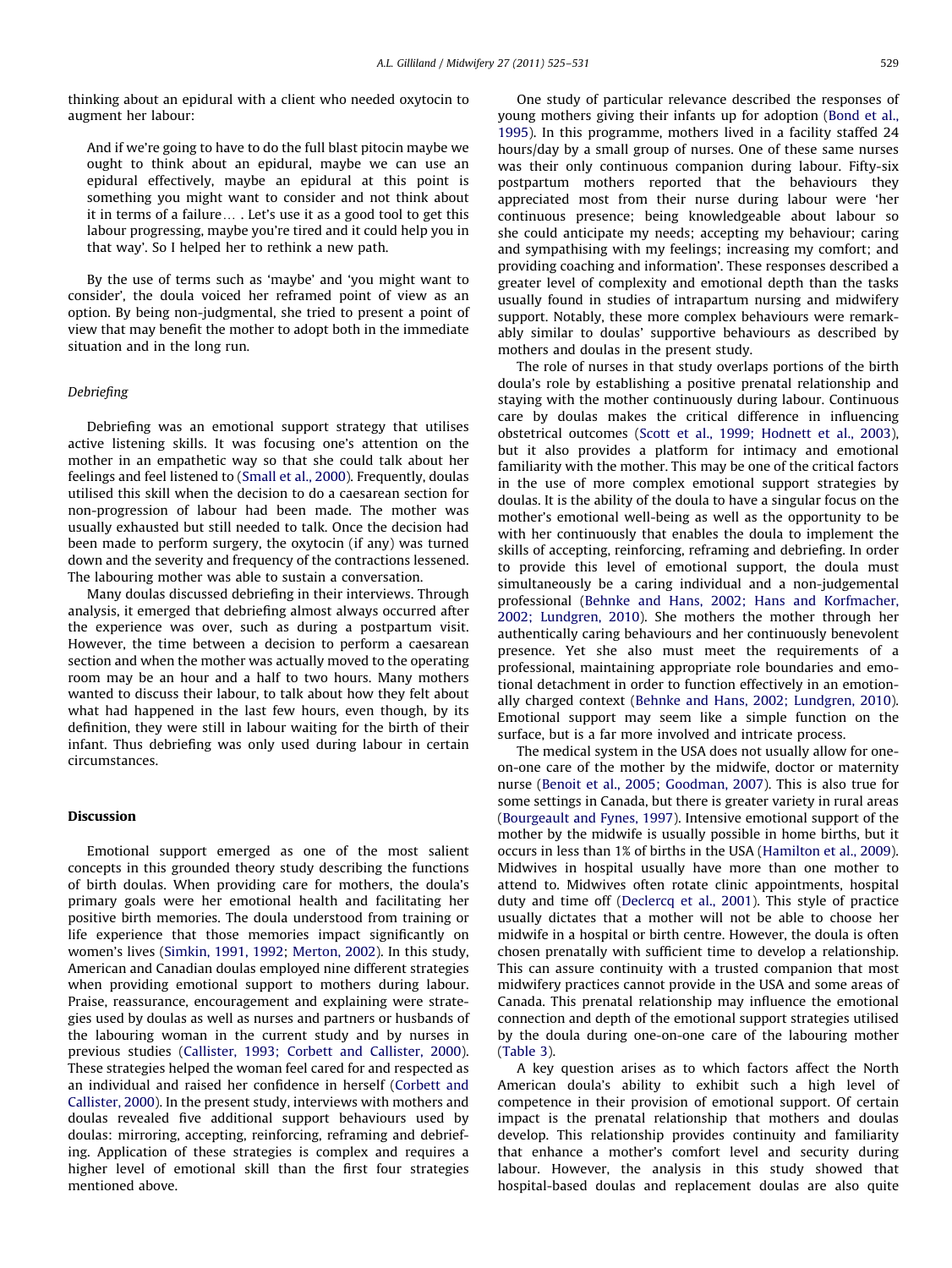thinking about an epidural with a client who needed oxytocin to augment her labour:

> And if we're going to have to do the full blast pitocin maybe we ought to think about an epidural, maybe we can use an epidural effectively, maybe an epidural at this point is something you might want to consider and not think about it in terms of a failure… . Let's use it as a good tool to get this labour progressing, maybe you're tired and it could help you in that way'. So I helped her to rethink a new path.

By the use of terms such as 'maybe' and 'you might want to consider', the doula voiced her reframed point of view as an option. By being non-judgmental, she tried to present a point of view that may benefit the mother to adopt both in the immediate situation and in the long run.

### *Debriefing*

Debriefing was an emotional support strategy that utilises active listening skills. It was focusing one's attention on the mother in an empathetic way so that she could talk about her feelings and feel listened to (Small et al., 2000). Frequently, doulas utilised this skill when the decision to do a caesarean section for non-progression of labour had been made. The mother was usually exhausted but still needed to talk. Once the decision had been made to perform surgery, the oxytocin (if any) was turned down and the severity and frequency of the contractions lessened. The labouring mother was able to sustain a conversation.

Many doulas discussed debriefing in their interviews. Through analysis, it emerged that debriefing almost always occurred after the experience was over, such as during a postpartum visit. However, the time between a decision to perform a caesarean section and when the mother was actually moved to the operating room may be an hour and a half to two hours. Many mothers wanted to discuss their labour, to talk about how they felt about what had happened in the last few hours, even though, by its definition, they were still in labour waiting for the birth of their infant. Thus debriefing was only used during labour in certain circumstances.

## Discussion

Emotional support emerged as one of the most salient concepts in this grounded theory study describing the functions of birth doulas. When providing care for mothers, the doula's primary goals were her emotional health and facilitating her positive birth memories. The doula understood from training or life experience that those memories impact significantly on women's lives (Simkin, 1991, 1992; Merton, 2002). In this study, American and Canadian doulas employed nine different strategies when providing emotional support to mothers during labour. Praise, reassurance, encouragement and explaining were strategies used by doulas as well as nurses and partners or husbands of the labouring woman in the current study and by nurses in previous studies (Callister, 1993; Corbett and Callister, 2000). These strategies helped the woman feel cared for and respected as an individual and raised her confidence in herself (Corbett and Callister, 2000). In the present study, interviews with mothers and doulas revealed five additional support behaviours used by doulas: mirroring, accepting, reinforcing, reframing and debriefing. Application of these strategies is complex and requires a higher level of emotional skill than the first four strategies mentioned above.

One study of particular relevance described the responses of young mothers giving their infants up for adoption (Bond et al., 1995). In this programme, mothers lived in a facility staffed 24 hours/day by a small group of nurses. One of these same nurses was their only continuous companion during labour. Fifty-six postpartum mothers reported that the behaviours they appreciated most from their nurse during labour were 'her continuous presence; being knowledgeable about labour so she could anticipate my needs; accepting my behaviour; caring and sympathising with my feelings; increasing my comfort; and providing coaching and information'. These responses described a greater level of complexity and emotional depth than the tasks usually found in studies of intrapartum nursing and midwifery support. Notably, these more complex behaviours were remarkably similar to doulas' supportive behaviours as described by mothers and doulas in the present study.

The role of nurses in that study overlaps portions of the birth doula's role by establishing a positive prenatal relationship and staying with the mother continuously during labour. Continuous care by doulas makes the critical difference in influencing obstetrical outcomes (Scott et al., 1999; Hodnett et al., 2003), but it also provides a platform for intimacy and emotional familiarity with the mother. This may be one of the critical factors in the use of more complex emotional support strategies by doulas. It is the ability of the doula to have a singular focus on the mother's emotional well-being as well as the opportunity to be with her continuously that enables the doula to implement the skills of accepting, reinforcing, reframing and debriefing. In order to provide this level of emotional support, the doula must simultaneously be a caring individual and a non-judgemental professional (Behnke and Hans, 2002; Hans and Korfmacher, 2002; Lundgren, 2010). She mothers the mother through her authentically caring behaviours and her continuously benevolent presence. Yet she also must meet the requirements of a professional, maintaining appropriate role boundaries and emotional detachment in order to function effectively in an emotionally charged context (Behnke and Hans, 2002; Lundgren, 2010). Emotional support may seem like a simple function on the surface, but is a far more involved and intricate process.

The medical system in the USA does not usually allow for one-on-one care of the mother by the midwife, doctor or maternity nurse (Benoit et al., 2005; Goodman, 2007). This is also true for some settings in Canada, but there is greater variety in rural areas (Bourgeault and Fynes, 1997). Intensive emotional support of the mother by the midwife is usually possible in home births, but it occurs in less than 1% of births in the USA (Hamilton et al., 2009). Midwives in hospital usually have more than one mother to attend to. Midwives often rotate clinic appointments, hospital duty and time off (Declercq et al., 2001). This style of practice usually dictates that a mother will not be able to choose her midwife in a hospital or birth centre. However, the doula is often chosen prenatally with sufficient time to develop a relationship. This can assure continuity with a trusted companion that most midwifery practices cannot provide in the USA and some areas of Canada. This prenatal relationship may influence the emotional connection and depth of the emotional support strategies utilised by the doula during one-on-one care of the labouring mother (Table 3).

A key question arises as to which factors affect the North American doula's ability to exhibit such a high level of competence in their provision of emotional support. Of certain impact is the prenatal relationship that mothers and doulas develop. This relationship provides continuity and familiarity that enhance a mother's comfort level and security during labour. However, the analysis in this study showed that hospital-based doulas and replacement doulas are also quite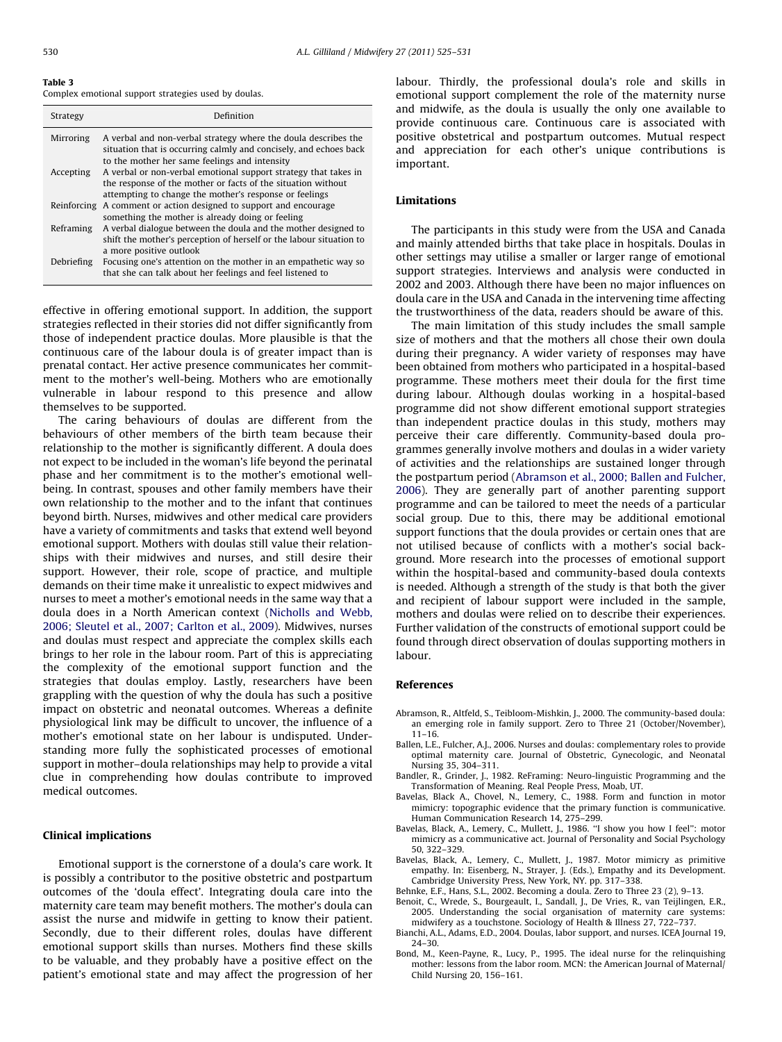**Table 3**
Complex emotional support strategies used by doulas.

| Strategy | Definition |
|---|---|
| Mirroring | A verbal and non-verbal strategy where the doula describes the situation that is occurring calmly and concisely, and echoes back to the mother her same feelings and intensity |
| Accepting | A verbal or non-verbal emotional support strategy that takes in the response of the mother or facts of the situation without attempting to change the mother's response or feelings |
| Reinforcing | A comment or action designed to support and encourage something the mother is already doing or feeling |
| Reframing | A verbal dialogue between the doula and the mother designed to shift the mother's perception of herself or the labour situation to a more positive outlook |
| Debriefing | Focusing one's attention on the mother in an empathetic way so that she can talk about her feelings and feel listened to |

effective in offering emotional support. In addition, the support strategies reflected in their stories did not differ significantly from those of independent practice doulas. More plausible is that the continuous care of the labour doula is of greater impact than is prenatal contact. Her active presence communicates her commitment to the mother's well-being. Mothers who are emotionally vulnerable in labour respond to this presence and allow themselves to be supported.

The caring behaviours of doulas are different from the behaviours of other members of the birth team because their relationship to the mother is significantly different. A doula does not expect to be included in the woman's life beyond the perinatal phase and her commitment is to the mother's emotional well-being. In contrast, spouses and other family members have their own relationship to the mother and to the infant that continues beyond birth. Nurses, midwives and other medical care providers have a variety of commitments and tasks that extend well beyond emotional support. Mothers with doulas still value their relationships with their midwives and nurses, and still desire their support. However, their role, scope of practice, and multiple demands on their time make it unrealistic to expect midwives and nurses to meet a mother's emotional needs in the same way that a doula does in a North American context (Nicholls and Webb, 2006; Sleutel et al., 2007; Carlton et al., 2009). Midwives, nurses and doulas must respect and appreciate the complex skills each brings to her role in the labour room. Part of this is appreciating the complexity of the emotional support function and the strategies that doulas employ. Lastly, researchers have been grappling with the question of why the doula has such a positive impact on obstetric and neonatal outcomes. Whereas a definite physiological link may be difficult to uncover, the influence of a mother's emotional state on her labour is undisputed. Understanding more fully the sophisticated processes of emotional support in mother–doula relationships may help to provide a vital clue in comprehending how doulas contribute to improved medical outcomes.

## Clinical implications

Emotional support is the cornerstone of a doula's care work. It is possibly a contributor to the positive obstetric and postpartum outcomes of the 'doula effect'. Integrating doula care into the maternity care team may benefit mothers. The mother's doula can assist the nurse and midwife in getting to know their patient. Secondly, due to their different roles, doulas have different emotional support skills than nurses. Mothers find these skills to be valuable, and they probably have a positive effect on the patient's emotional state and may affect the progression of her labour. Thirdly, the professional doula's role and skills in emotional support complement the role of the maternity nurse and midwife, as the doula is usually the only one available to provide continuous care. Continuous care is associated with positive obstetrical and postpartum outcomes. Mutual respect and appreciation for each other's unique contributions is important.

## Limitations

The participants in this study were from the USA and Canada and mainly attended births that take place in hospitals. Doulas in other settings may utilise a smaller or larger range of emotional support strategies. Interviews and analysis were conducted in 2002 and 2003. Although there have been no major influences on doula care in the USA and Canada in the intervening time affecting the trustworthiness of the data, readers should be aware of this.

The main limitation of this study includes the small sample size of mothers and that the mothers all chose their own doula during their pregnancy. A wider variety of responses may have been obtained from mothers who participated in a hospital-based programme. These mothers meet their doula for the first time during labour. Although doulas working in a hospital-based programme did not show different emotional support strategies than independent practice doulas in this study, mothers may perceive their care differently. Community-based doula programmes generally involve mothers and doulas in a wider variety of activities and the relationships are sustained longer through the postpartum period (Abramson et al., 2000; Ballen and Fulcher, 2006). They are generally part of another parenting support programme and can be tailored to meet the needs of a particular social group. Due to this, there may be additional emotional support functions that the doula provides or certain ones that are not utilised because of conflicts with a mother's social background. More research into the processes of emotional support within the hospital-based and community-based doula contexts is needed. Although a strength of the study is that both the giver and recipient of labour support were included in the sample, mothers and doulas were relied on to describe their experiences. Further validation of the constructs of emotional support could be found through direct observation of doulas supporting mothers in labour.

## References

Abramson, R., Altfeld, S., Teibloom-Mishkin, J., 2000. The community-based doula: an emerging role in family support. Zero to Three 21 (October/November), 11–16.

Ballen, L.E., Fulcher, A.J., 2006. Nurses and doulas: complementary roles to provide optimal maternity care. Journal of Obstetric, Gynecologic, and Neonatal Nursing 35, 304–311.

Bandler, R., Grinder, J., 1982. ReFraming: Neuro-linguistic Programming and the Transformation of Meaning. Real People Press, Moab, UT.

Bavelas, Black A., Chovel, N., Lemery, C., 1988. Form and function in motor mimicry: topographic evidence that the primary function is communicative. Human Communication Research 14, 275–299.

Bavelas, Black, A., Lemery, C., Mullett, J., 1986. "I show you how I feel": motor mimicry as a communicative act. Journal of Personality and Social Psychology 50, 322–329.

Bavelas, Black, A., Lemery, C., Mullett, J., 1987. Motor mimicry as primitive empathy. In: Eisenberg, N., Strayer, J. (Eds.), Empathy and its Development. Cambridge University Press, New York, NY. pp. 317–338.

Behnke, E.F., Hans, S.L., 2002. Becoming a doula. Zero to Three 23 (2), 9–13.

Benoit, C., Wrede, S., Bourgeault, I., Sandall, J., De Vries, R., van Teijlingen, E.R., 2005. Understanding the social organisation of maternity care systems: midwifery as a touchstone. Sociology of Health & Illness 27, 722–737.

Bianchi, A.L., Adams, E.D., 2004. Doulas, labor support, and nurses. ICEA Journal 19, 24–30.

Bond, M., Keen-Payne, R., Lucy, P., 1995. The ideal nurse for the relinquishing mother: lessons from the labor room. MCN: the American Journal of Maternal/Child Nursing 20, 156–161.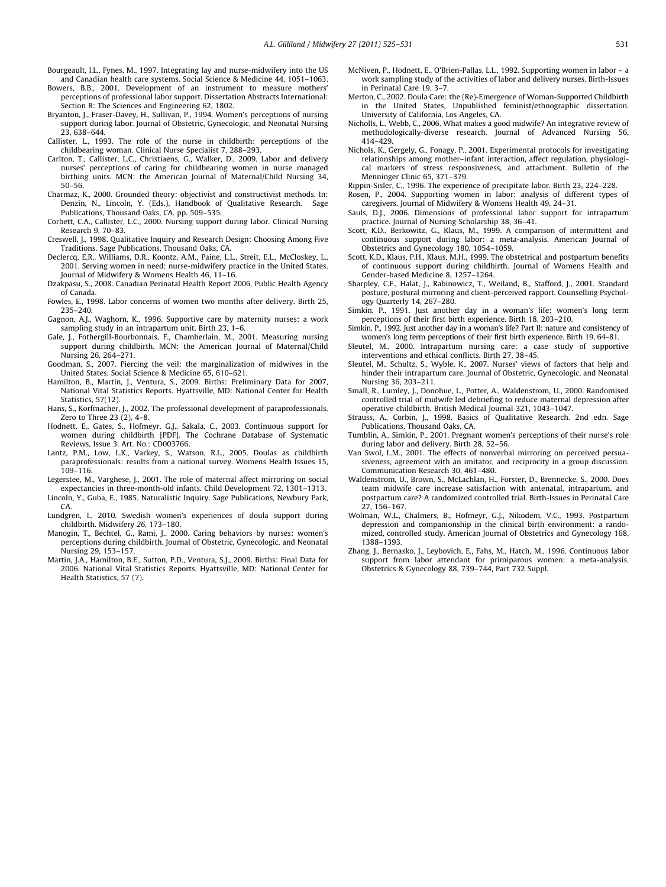Bourgeault, I.L., Fynes, M., 1997. Integrating lay and nurse-midwifery into the US and Canadian health care systems. Social Science & Medicine 44, 1051–1063.

Bowers, B.B., 2001. Development of an instrument to measure mothers' perceptions of professional labor support. Dissertation Abstracts International: Section B: The Sciences and Engineering 62, 1802.

Bryanton, J., Fraser-Davey, H., Sullivan, P., 1994. Women's perceptions of nursing support during labor. Journal of Obstetric, Gynecologic, and Neonatal Nursing 23, 638–644.

Callister, L., 1993. The role of the nurse in childbirth: perceptions of the childbearing woman. Clinical Nurse Specialist 7, 288–293.

Carlton, T., Callister, L.C., Christiaens, G., Walker, D., 2009. Labor and delivery nurses' perceptions of caring for childbearing women in nurse managed birthing units. MCN: the American Journal of Maternal/Child Nursing 34, 50–56.

Charmaz, K., 2000. Grounded theory: objectivist and constructivist methods. In: Denzin, N., Lincoln, Y. (Eds.), Handbook of Qualitative Research. Sage Publications, Thousand Oaks, CA. pp. 509–535.

Corbett, C.A., Callister, L.C., 2000. Nursing support during labor. Clinical Nursing Research 9, 70–83.

Creswell, J., 1998. Qualitative Inquiry and Research Design: Choosing Among Five Traditions. Sage Publications, Thousand Oaks, CA.

Declercq, E.R., Williams, D.R., Koontz, A.M., Paine, L.L., Streit, E.L., McCloskey, L., 2001. Serving women in need: nurse-midwifery practice in the United States. Journal of Midwifery & Womens Health 46, 11–16.

Dzakpasu, S., 2008. Canadian Perinatal Health Report 2006. Public Health Agency of Canada.

Fowles, E., 1998. Labor concerns of women two months after delivery. Birth 25, 235–240.

Gagnon, A.J., Waghorn, K., 1996. Supportive care by maternity nurses: a work sampling study in an intrapartum unit. Birth 23, 1–6.

Gale, J., Fothergill-Bourbonnais, F., Chamberlain, M., 2001. Measuring nursing support during childbirth. MCN: the American Journal of Maternal/Child Nursing 26, 264–271.

Goodman, S., 2007. Piercing the veil: the marginalization of midwives in the United States. Social Science & Medicine 65, 610–621.

Hamilton, B., Martin, J., Ventura, S., 2009. Births: Preliminary Data for 2007, National Vital Statistics Reports. Hyattsville, MD: National Center for Health Statistics, 57(12).

Hans, S., Korfmacher, J., 2002. The professional development of paraprofessionals. Zero to Three 23 (2), 4–8.

Hodnett, E., Gates, S., Hofmeyr, G.J., Sakala, C., 2003. Continuous support for women during childbirth [PDF]. The Cochrane Database of Systematic Reviews, Issue 3. Art. No.: CD003766.

Lantz, P.M., Low, L.K., Varkey, S., Watson, R.L., 2005. Doulas as childbirth paraprofessionals: results from a national survey. Womens Health Issues 15, 109–116.

Legerstee, M., Varghese, J., 2001. The role of maternal affect mirroring on social expectancies in three-month-old infants. Child Development 72, 1301–1313.

Lincoln, Y., Guba, E., 1985. Naturalistic Inquiry. Sage Publications, Newbury Park, CA.

Lundgren, I., 2010. Swedish women's experiences of doula support during childbirth. Midwifery *26*, 173–180.

Manogin, T., Bechtel, G., Rami, J., 2000. Caring behaviors by nurses: women's perceptions during childbirth. Journal of Obstetric, Gynecologic, and Neonatal Nursing 29, 153–157.

Martin, J.A., Hamilton, B.E., Sutton, P.D., Ventura, S.J., 2009. Births: Final Data for 2006. National Vital Statistics Reports. Hyattsville, MD: National Center for Health Statistics, 57 (7).

McNiven, P., Hodnett, E., O'Brien-Pallas, L.L., 1992. Supporting women in labor – a work sampling study of the activities of labor and delivery nurses. Birth-Issues in Perinatal Care 19, 3–7.

Merton, C., 2002. Doula Care: the (Re)-Emergence of Woman-Supported Childbirth in the United States, Unpublished feminist/ethnographic dissertation. University of California, Los Angeles, CA.

Nicholls, L., Webb, C., 2006. What makes a good midwife? An integrative review of methodologically-diverse research. Journal of Advanced Nursing 56, 414–429.

Nichols, K., Gergely, G., Fonagy, P., 2001. Experimental protocols for investigating relationships among mother–infant interaction, affect regulation, physiological markers of stress responsiveness, and attachment. Bulletin of the Menninger Clinic 65, 371–379.

Rippin-Sisler, C., 1996. The experience of precipitate labor. Birth 23, 224–228.

Rosen, P., 2004. Supporting women in labor: analysis of different types of caregivers. Journal of Midwifery & Womens Health 49, 24–31.

Sauls, D.J., 2006. Dimensions of professional labor support for intrapartum practice. Journal of Nursing Scholarship 38, 36–41.

Scott, K.D., Berkowitz, G., Klaus, M., 1999. A comparison of intermittent and continuous support during labor: a meta-analysis. American Journal of Obstetrics and Gynecology 180, 1054–1059.

Scott, K.D., Klaus, P.H., Klaus, M.H., 1999. The obstetrical and postpartum benefits of continuous support during childbirth. Journal of Womens Health and Gender-based Medicine 8, 1257–1264.

Sharpley, C.F., Halat, J., Rabinowicz, T., Weiland, B., Stafford, J., 2001. Standard posture, postural mirroring and client-perceived rapport. Counselling Psychology Quarterly 14, 267–280.

Simkin, P., 1991. Just another day in a woman's life: women's long term perceptions of their first birth experience. Birth 18, 203–210.

Simkin, P., 1992. Just another day in a woman's life? Part II: nature and consistency of women's long term perceptions of their first birth experience. Birth 19, 64–81.

Sleutel, M., 2000. Intrapartum nursing care: a case study of supportive interventions and ethical conflicts. Birth 27, 38–45.

Sleutel, M., Schultz, S., Wyble, K., 2007. Nurses' views of factors that help and hinder their intrapartum care. Journal of Obstetric, Gynecologic, and Neonatal Nursing 36, 203–211.

Small, R., Lumley, J., Donohue, L., Potter, A., Waldenstrom, U., 2000. Randomised controlled trial of midwife led debriefing to reduce maternal depression after operative childbirth. British Medical Journal 321, 1043–1047.

Strauss, A., Corbin, J., 1998. Basics of Qualitative Research. 2nd edn. Sage Publications, Thousand Oaks, CA.

Tumblin, A., Simkin, P., 2001. Pregnant women's perceptions of their nurse's role during labor and delivery. Birth 28, 52–56.

Van Swol, L.M., 2001. The effects of nonverbal mirroring on perceived persuasiveness, agreement with an imitator, and reciprocity in a group discussion. Communication Research 30, 461–480.

Waldenstrom, U., Brown, S., McLachlan, H., Forster, D., Brennecke, S., 2000. Does team midwife care increase satisfaction with antenatal, intrapartum, and postpartum care? A randomized controlled trial. Birth-Issues in Perinatal Care 27, 156–167.

Wolman, W.L., Chalmers, B., Hofmeyr, G.J., Nikodem, V.C., 1993. Postpartum depression and companionship in the clinical birth environment: a randomized, controlled study. American Journal of Obstetrics and Gynecology 168, 1388–1393.

Zhang, J., Bernasko, J., Leybovich, E., Fahs, M., Hatch, M., 1996. Continuous labor support from labor attendant for primiparous women: a meta-analysis. Obstetrics & Gynecology 88, 739–744, Part 732 Suppl.